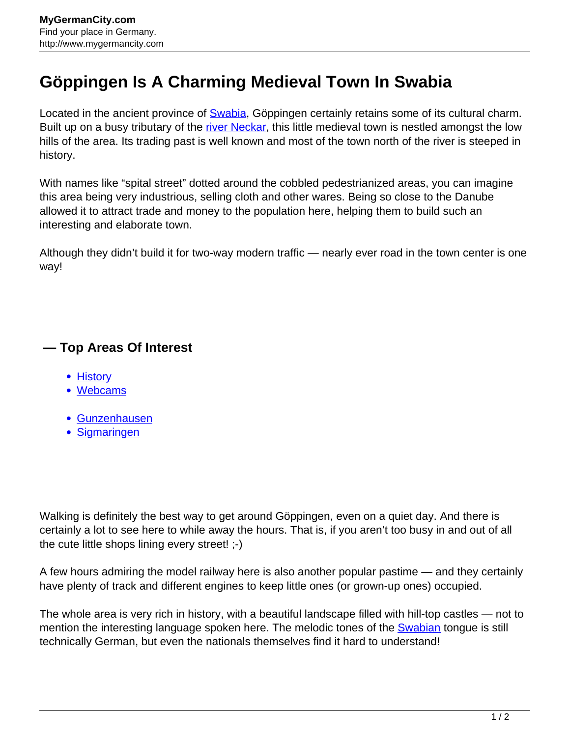# Göppingen Is A Charming Medieval Town In Swabia

Located in the ancient province of [Swabia](), Göppingen certainly retains some of its cultural charm. Built up on a busy tributary of the [river Neckar](), this little medieval town is nestled amongst the low hills of the area. Its trading past is well known and most of the town north of the river is steeped in history.

With names like "spital street" dotted around the cobbled pedestrianized areas, you can imagine this area being very industrious, selling cloth and other wares. Being so close to the Danube allowed it to attract trade and money to the population here, helping them to build such an interesting and elaborate town.

Although they didn't build it for two-way modern traffic — nearly ever road in the town center is one way!

## — Top Areas Of Interest

- [History]()
- [Webcams]()

- [Gunzenhausen]()
- [Sigmaringen]()

Walking is definitely the best way to get around Göppingen, even on a quiet day. And there is certainly a lot to see here to while away the hours. That is, if you aren't too busy in and out of all the cute little shops lining every street! ;-)

A few hours admiring the model railway here is also another popular pastime — and they certainly have plenty of track and different engines to keep little ones (or grown-up ones) occupied.

The whole area is very rich in history, with a beautiful landscape filled with hill-top castles — not to mention the interesting language spoken here. The melodic tones of the [Swabian]() tongue is still technically German, but even the nationals themselves find it hard to understand!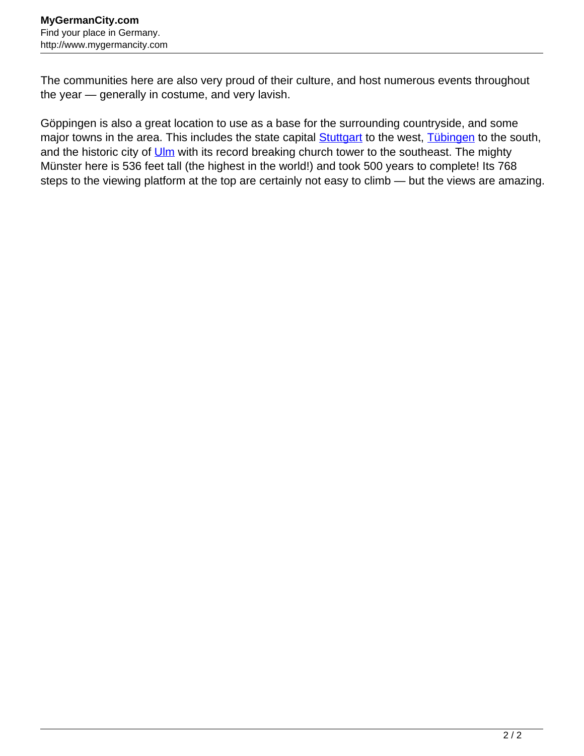The communities here are also very proud of their culture, and host numerous events throughout the year — generally in costume, and very lavish.

Göppingen is also a great location to use as a base for the surrounding countryside, and some major towns in the area. This includes the state capital [Stuttgart]() to the west, [Tübingen]() to the south, and the historic city of [Ulm]() with its record breaking church tower to the southeast. The mighty Münster here is 536 feet tall (the highest in the world!) and took 500 years to complete! Its 768 steps to the viewing platform at the top are certainly not easy to climb — but the views are amazing.